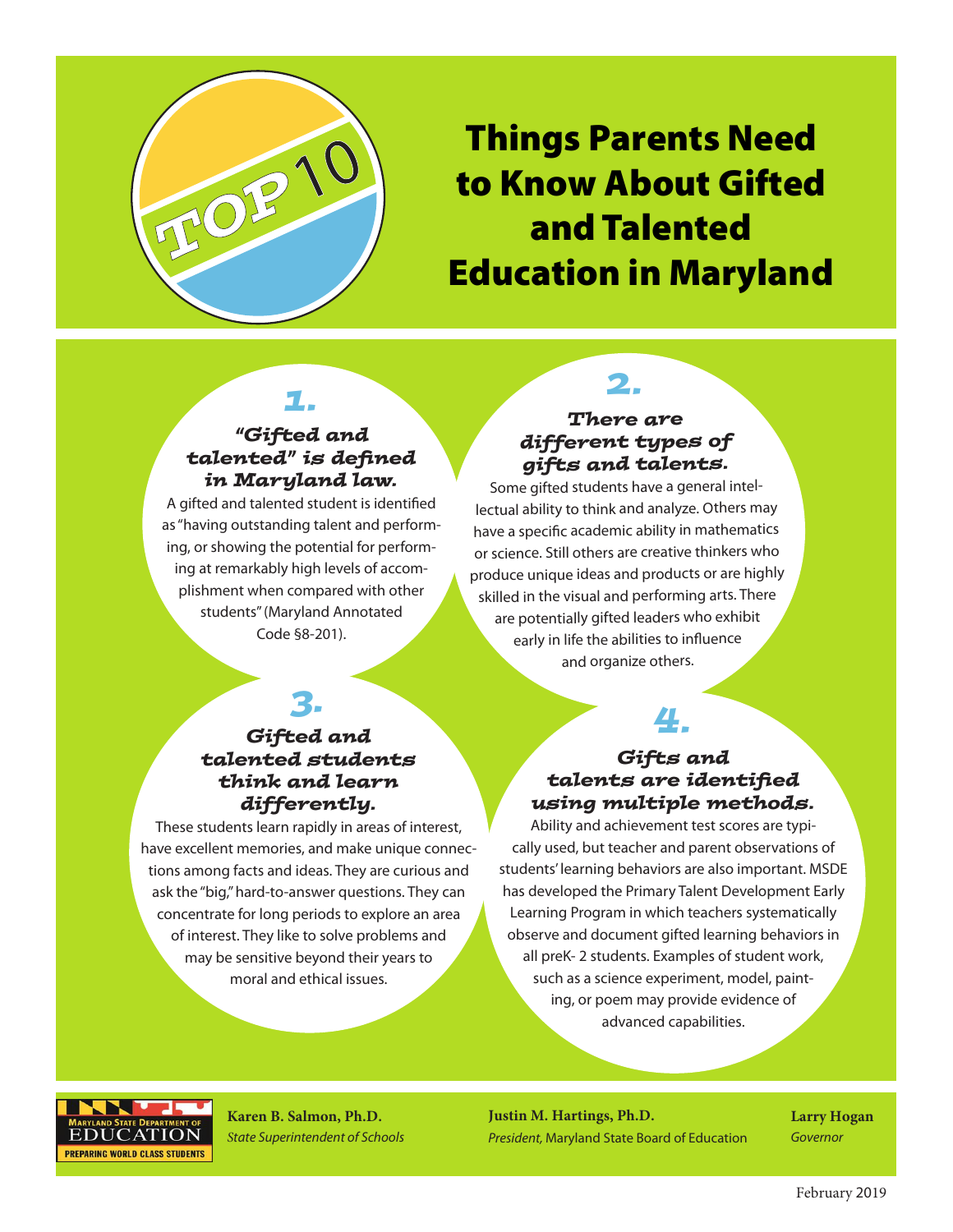# TOP 10 Things Parents Need to Know About Gifted and Talented Education in Maryland

## 1. "Gifted and talented" is defined in Maryland law.

A gifted and talented student is identified as "having outstanding talent and performing, or showing the potential for performing at remarkably high levels of accomplishment when compared with other students" (Maryland Annotated Code §8-201).

## 2. There are different types of gifts and talents.

Some gifted students have a general intellectual ability to think and analyze. Others may have a specific academic ability in mathematics or science. Still others are creative thinkers who produce unique ideas and products or are highly skilled in the visual and performing arts. There are potentially gifted leaders who exhibit early in life the abilities to influence and organize others.

## 3. Gifted and talented students think and learn differently.

These students learn rapidly in areas of interest, have excellent memories, and make unique connections among facts and ideas. They are curious and ask the "big," hard-to-answer questions. They can concentrate for long periods to explore an area of interest. They like to solve problems and may be sensitive beyond their years to moral and ethical issues.

## 4. Gifts and talents are identified using multiple methods.

Ability and achievement test scores are typically used, but teacher and parent observations of students' learning behaviors are also important. MSDE has developed the Primary Talent Development Early Learning Program in which teachers systematically observe and document gifted learning behaviors in all preK- 2 students. Examples of student work, such as a science experiment, model, painting, or poem may provide evidence of advanced capabilities.

MARYLAND STATE DEPARTMENT OF EDUCATION
PREPARING WORLD CLASS STUDENTS

**Karen B. Salmon, Ph.D.**
*State Superintendent of Schools*

**Justin M. Hartings, Ph.D.**
*President,* Maryland State Board of Education

**Larry Hogan**
*Governor*

February 2019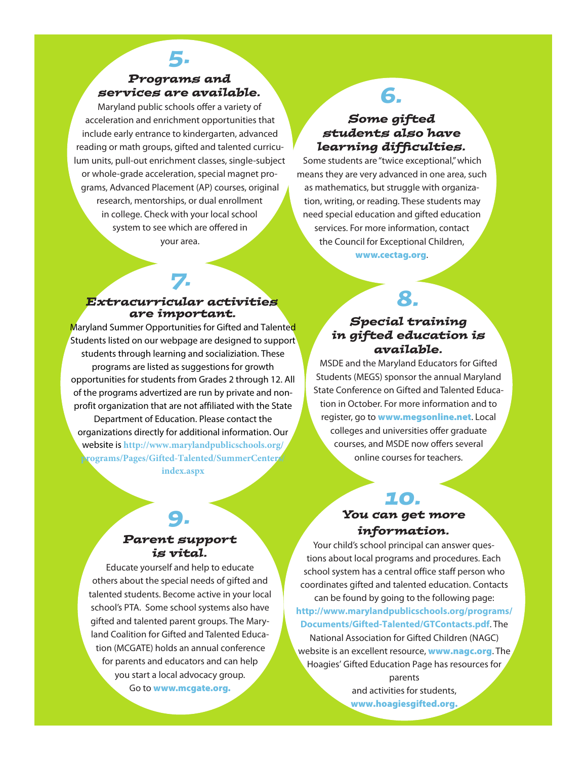## 5.

### Programs and services are available.

Maryland public schools offer a variety of acceleration and enrichment opportunities that include early entrance to kindergarten, advanced reading or math groups, gifted and talented curriculum units, pull-out enrichment classes, single-subject or whole-grade acceleration, special magnet programs, Advanced Placement (AP) courses, original research, mentorships, or dual enrollment in college. Check with your local school system to see which are offered in your area.

## 6.

### Some gifted students also have learning difficulties.

Some students are "twice exceptional," which means they are very advanced in one area, such as mathematics, but struggle with organization, writing, or reading. These students may need special education and gifted education services. For more information, contact the Council for Exceptional Children, **www.cectag.org**.

## 7.

### Extracurricular activities are important.

Maryland Summer Opportunities for Gifted and Talented Students listed on our webpage are designed to support students through learning and socializiation. These programs are listed as suggestions for growth opportunities for students from Grades 2 through 12. All of the programs advertized are run by private and non-profit organization that are not affiliated with the State Department of Education. Please contact the organizations directly for additional information. Our website is **http://www.marylandpublicschools.org/programs/Pages/Gifted-Talented/SummerCenters/index.aspx**

## 8.

### Special training in gifted education is available.

MSDE and the Maryland Educators for Gifted Students (MEGS) sponsor the annual Maryland State Conference on Gifted and Talented Education in October. For more information and to register, go to **www.megsonline.net**. Local colleges and universities offer graduate courses, and MSDE now offers several online courses for teachers.

## 9.

### Parent support is vital.

Educate yourself and help to educate others about the special needs of gifted and talented students. Become active in your local school's PTA. Some school systems also have gifted and talented parent groups. The Maryland Coalition for Gifted and Talented Education (MCGATE) holds an annual conference for parents and educators and can help you start a local advocacy group. Go to **www.mcgate.org.**

## 10.

### You can get more information.

Your child's school principal can answer questions about local programs and procedures. Each school system has a central office staff person who coordinates gifted and talented education. Contacts can be found by going to the following page: **http://www.marylandpublicschools.org/programs/Documents/Gifted-Talented/GTContacts.pdf**. The National Association for Gifted Children (NAGC) website is an excellent resource, **www.nagc.org**. The Hoagies' Gifted Education Page has resources for parents and activities for students, **www.hoagiesgifted.org.**